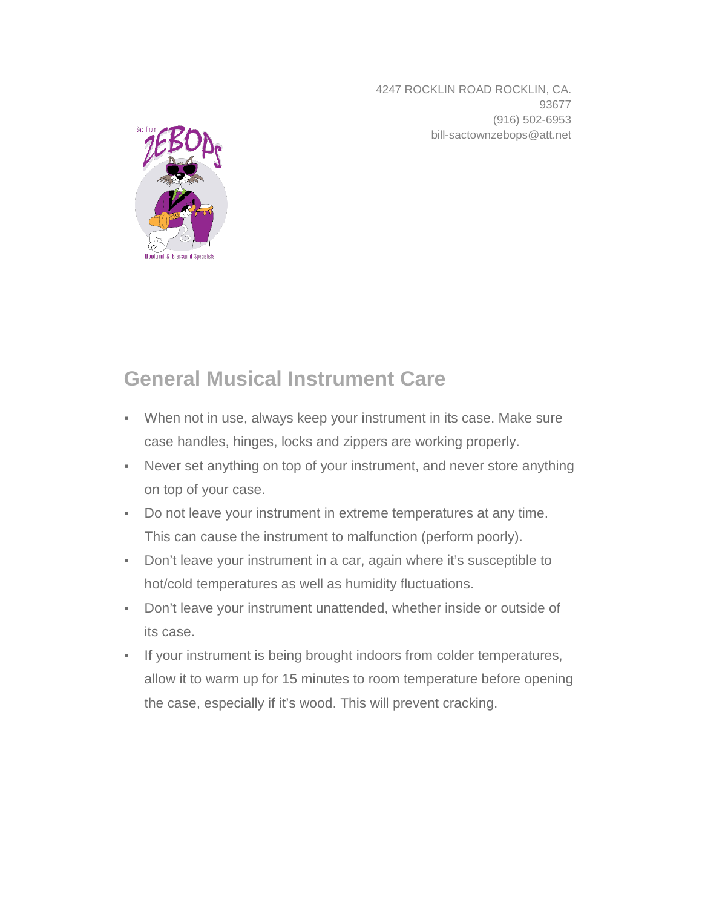4247 ROCKLIN ROAD ROCKLIN, CA. 93677
(916) 502-6953
bill-sactownzebops@att.net

Sac Town ZEBOPS
Woodwind & Brasswind Specialists

## General Musical Instrument Care

- When not in use, always keep your instrument in its case. Make sure case handles, hinges, locks and zippers are working properly.
- Never set anything on top of your instrument, and never store anything on top of your case.
- Do not leave your instrument in extreme temperatures at any time. This can cause the instrument to malfunction (perform poorly).
- Don't leave your instrument in a car, again where it's susceptible to hot/cold temperatures as well as humidity fluctuations.
- Don't leave your instrument unattended, whether inside or outside of its case.
- If your instrument is being brought indoors from colder temperatures, allow it to warm up for 15 minutes to room temperature before opening the case, especially if it's wood. This will prevent cracking.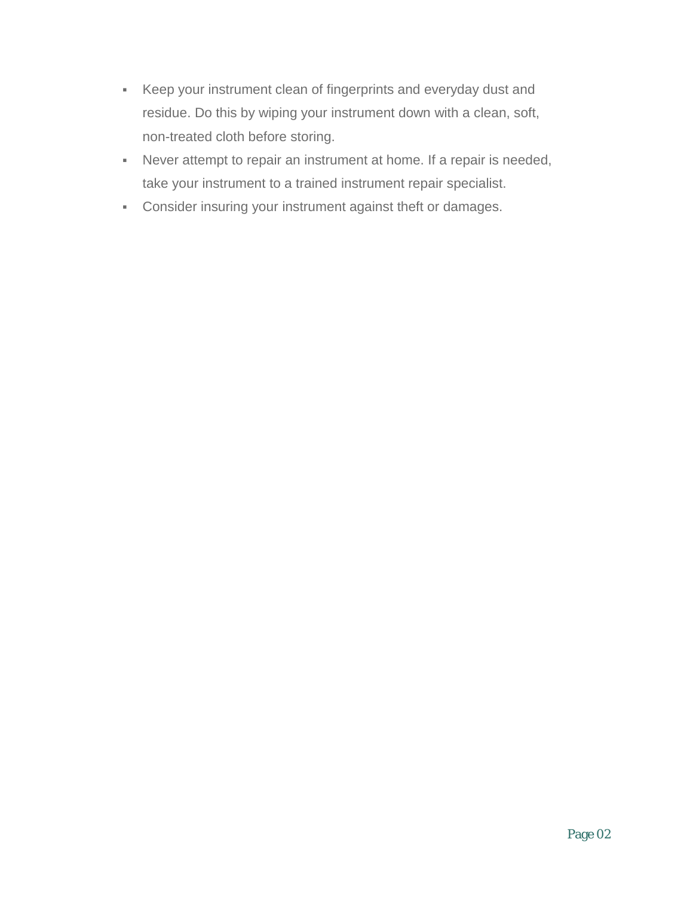- Keep your instrument clean of fingerprints and everyday dust and residue. Do this by wiping your instrument down with a clean, soft, non-treated cloth before storing.
- Never attempt to repair an instrument at home. If a repair is needed, take your instrument to a trained instrument repair specialist.
- Consider insuring your instrument against theft or damages.